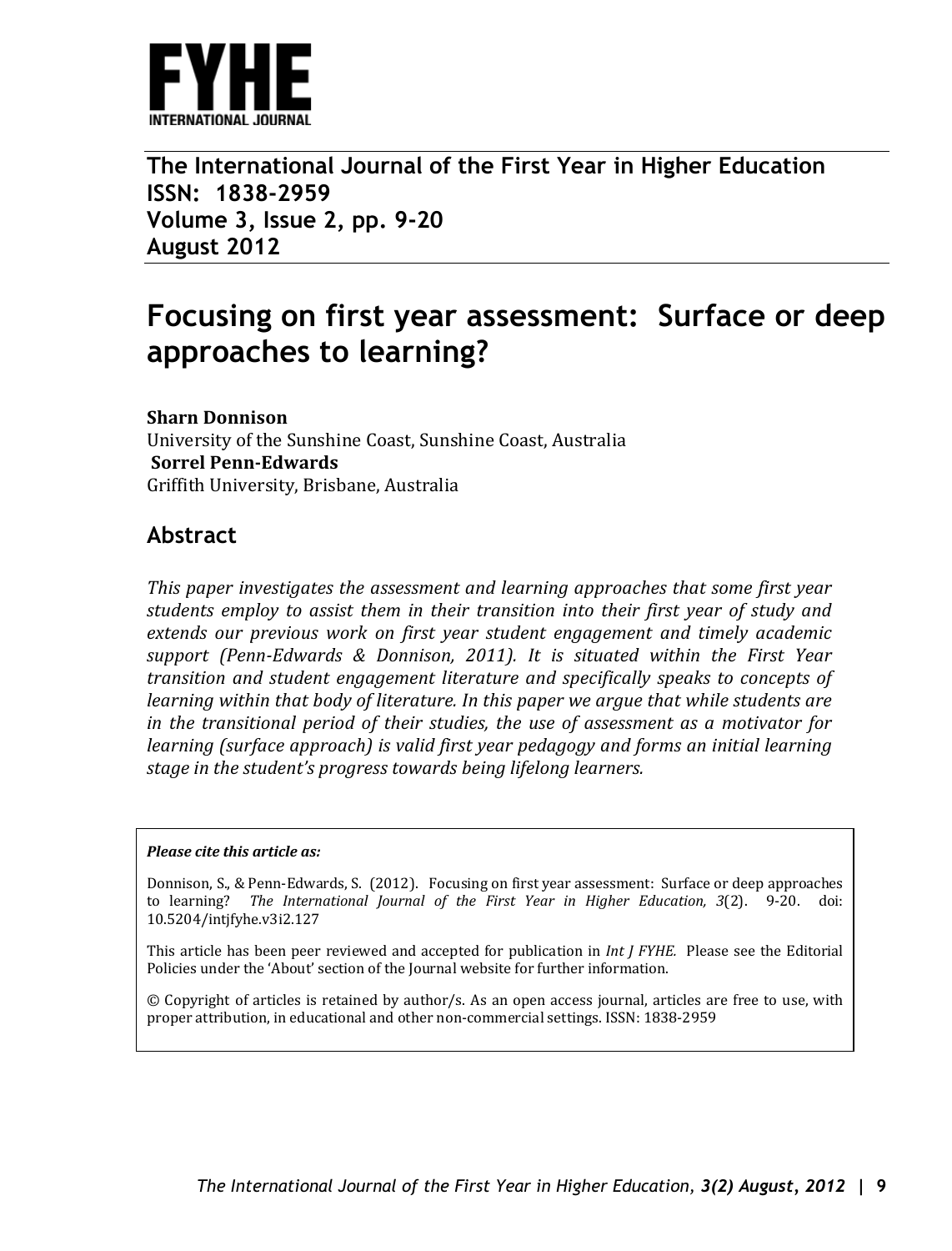**FYHE**

**INTERNATIONAL JOURNAL**

**The International Journal of the First Year in Higher Education**
**ISSN: 1838-2959**
**Volume 3, Issue 2, pp. 9-20**
**August 2012**

# Focusing on first year assessment: Surface or deep approaches to learning?

**Sharn Donnison**
University of the Sunshine Coast, Sunshine Coast, Australia
**Sorrel Penn-Edwards**
Griffith University, Brisbane, Australia

## Abstract

*This paper investigates the assessment and learning approaches that some first year students employ to assist them in their transition into their first year of study and extends our previous work on first year student engagement and timely academic support (Penn-Edwards & Donnison, 2011). It is situated within the First Year transition and student engagement literature and specifically speaks to concepts of learning within that body of literature. In this paper we argue that while students are in the transitional period of their studies, the use of assessment as a motivator for learning (surface approach) is valid first year pedagogy and forms an initial learning stage in the student's progress towards being lifelong learners.*

***Please cite this article as:***

Donnison, S., & Penn-Edwards, S. (2012). Focusing on first year assessment: Surface or deep approaches to learning? *The International Journal of the First Year in Higher Education, 3*(2). 9-20. doi: 10.5204/intjfyhe.v3i2.127

This article has been peer reviewed and accepted for publication in *Int J FYHE.* Please see the Editorial Policies under the 'About' section of the Journal website for further information.

© Copyright of articles is retained by author/s. As an open access journal, articles are free to use, with proper attribution, in educational and other non-commercial settings. ISSN: 1838-2959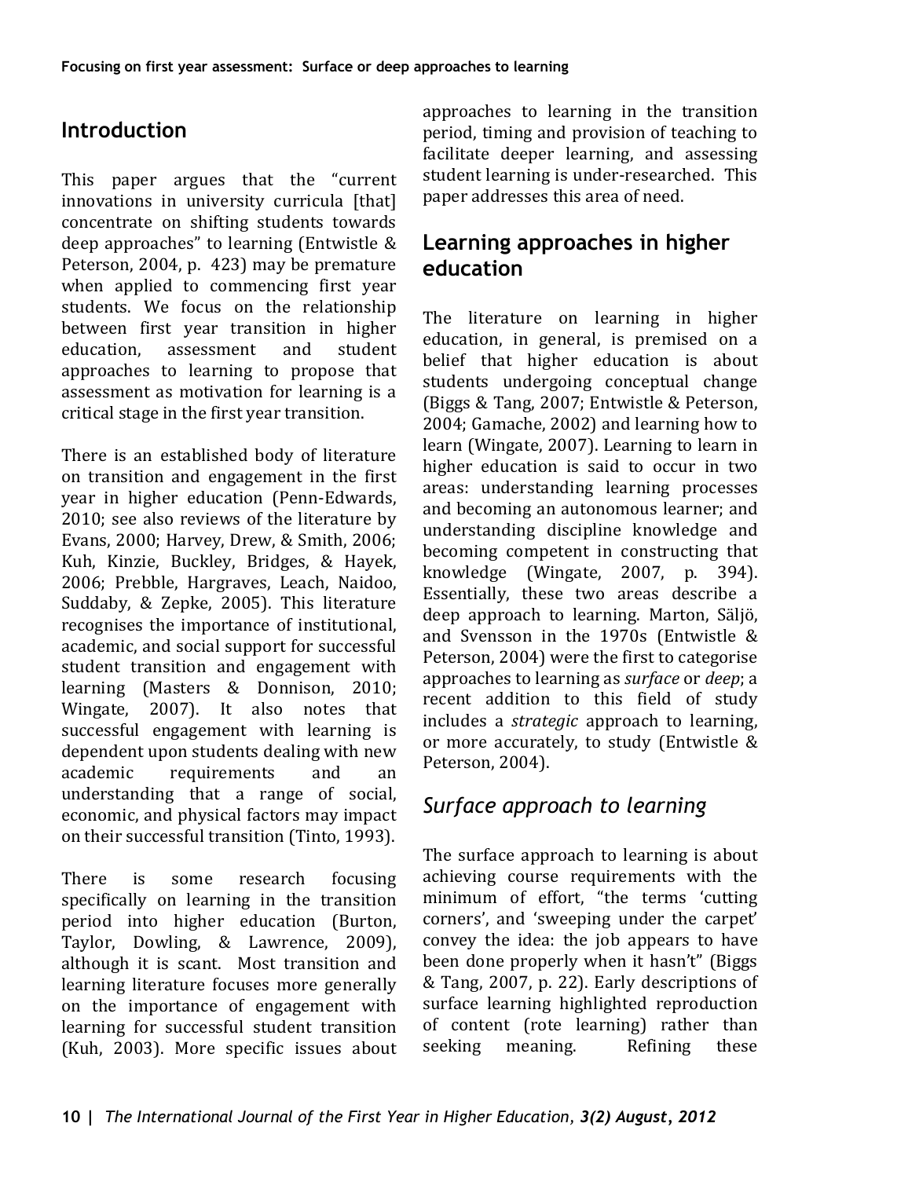## Introduction

This paper argues that the "current innovations in university curricula [that] concentrate on shifting students towards deep approaches" to learning (Entwistle & Peterson, 2004, p. 423) may be premature when applied to commencing first year students. We focus on the relationship between first year transition in higher education, assessment and student approaches to learning to propose that assessment as motivation for learning is a critical stage in the first year transition.

There is an established body of literature on transition and engagement in the first year in higher education (Penn-Edwards, 2010; see also reviews of the literature by Evans, 2000; Harvey, Drew, & Smith, 2006; Kuh, Kinzie, Buckley, Bridges, & Hayek, 2006; Prebble, Hargraves, Leach, Naidoo, Suddaby, & Zepke, 2005). This literature recognises the importance of institutional, academic, and social support for successful student transition and engagement with learning (Masters & Donnison, 2010; Wingate, 2007). It also notes that successful engagement with learning is dependent upon students dealing with new academic requirements and an understanding that a range of social, economic, and physical factors may impact on their successful transition (Tinto, 1993).

There is some research focusing specifically on learning in the transition period into higher education (Burton, Taylor, Dowling, & Lawrence, 2009), although it is scant. Most transition and learning literature focuses more generally on the importance of engagement with learning for successful student transition (Kuh, 2003). More specific issues about approaches to learning in the transition period, timing and provision of teaching to facilitate deeper learning, and assessing student learning is under-researched. This paper addresses this area of need.

## Learning approaches in higher education

The literature on learning in higher education, in general, is premised on a belief that higher education is about students undergoing conceptual change (Biggs & Tang, 2007; Entwistle & Peterson, 2004; Gamache, 2002) and learning how to learn (Wingate, 2007). Learning to learn in higher education is said to occur in two areas: understanding learning processes and becoming an autonomous learner; and understanding discipline knowledge and becoming competent in constructing that knowledge (Wingate, 2007, p. 394). Essentially, these two areas describe a deep approach to learning. Marton, Säljö, and Svensson in the 1970s (Entwistle & Peterson, 2004) were the first to categorise approaches to learning as *surface* or *deep*; a recent addition to this field of study includes a *strategic* approach to learning, or more accurately, to study (Entwistle & Peterson, 2004).

### *Surface approach to learning*

The surface approach to learning is about achieving course requirements with the minimum of effort, "the terms 'cutting corners', and 'sweeping under the carpet' convey the idea: the job appears to have been done properly when it hasn't" (Biggs & Tang, 2007, p. 22). Early descriptions of surface learning highlighted reproduction of content (rote learning) rather than seeking meaning. Refining these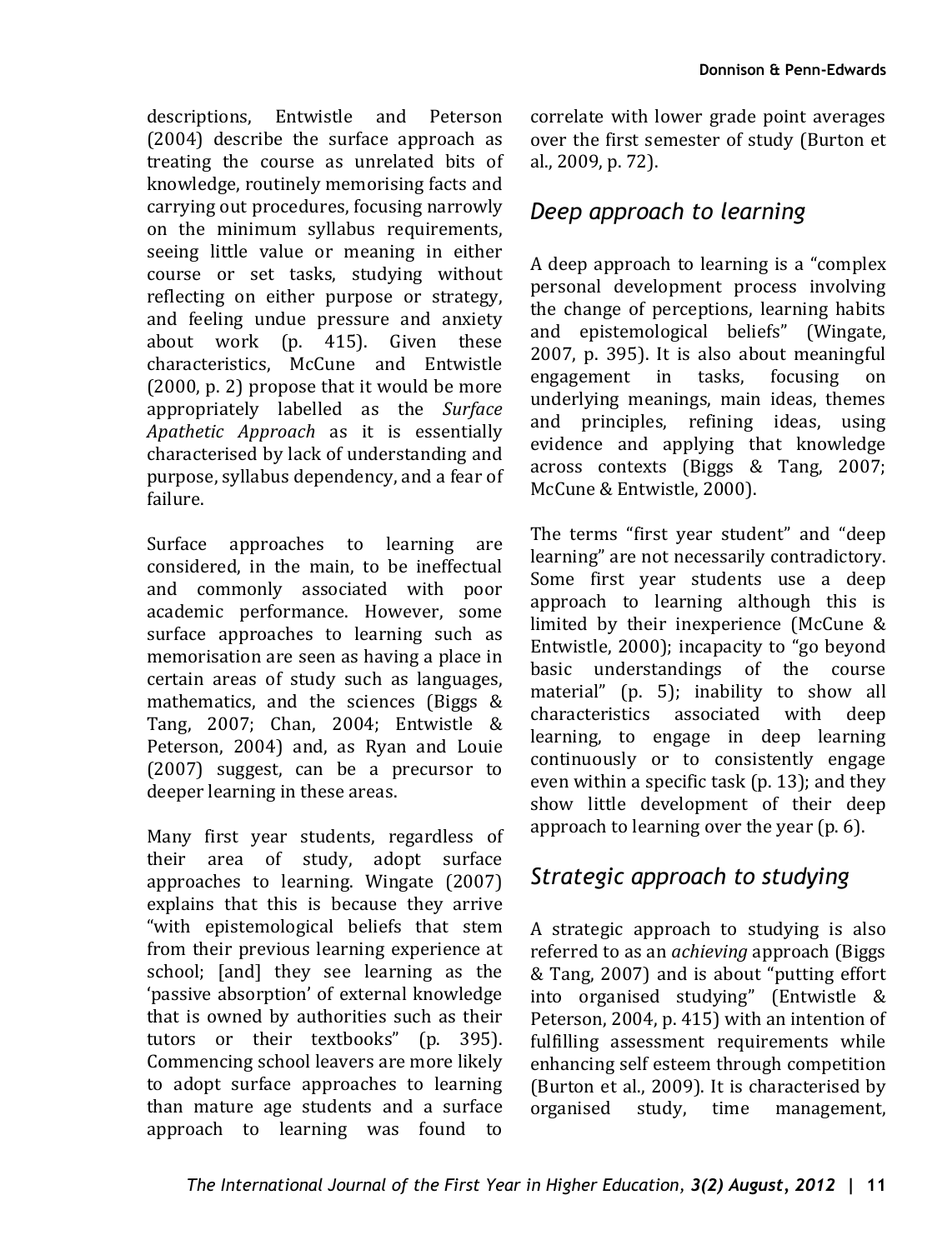descriptions, Entwistle and Peterson (2004) describe the surface approach as treating the course as unrelated bits of knowledge, routinely memorising facts and carrying out procedures, focusing narrowly on the minimum syllabus requirements, seeing little value or meaning in either course or set tasks, studying without reflecting on either purpose or strategy, and feeling undue pressure and anxiety about work (p. 415). Given these characteristics, McCune and Entwistle (2000, p. 2) propose that it would be more appropriately labelled as the *Surface Apathetic Approach* as it is essentially characterised by lack of understanding and purpose, syllabus dependency, and a fear of failure.

Surface approaches to learning are considered, in the main, to be ineffectual and commonly associated with poor academic performance. However, some surface approaches to learning such as memorisation are seen as having a place in certain areas of study such as languages, mathematics, and the sciences (Biggs & Tang, 2007; Chan, 2004; Entwistle & Peterson, 2004) and, as Ryan and Louie (2007) suggest, can be a precursor to deeper learning in these areas.

Many first year students, regardless of their area of study, adopt surface approaches to learning. Wingate (2007) explains that this is because they arrive "with epistemological beliefs that stem from their previous learning experience at school; [and] they see learning as the 'passive absorption' of external knowledge that is owned by authorities such as their tutors or their textbooks" (p. 395). Commencing school leavers are more likely to adopt surface approaches to learning than mature age students and a surface approach to learning was found to correlate with lower grade point averages over the first semester of study (Burton et al., 2009, p. 72).

## *Deep approach to learning*

A deep approach to learning is a "complex personal development process involving the change of perceptions, learning habits and epistemological beliefs" (Wingate, 2007, p. 395). It is also about meaningful engagement in tasks, focusing on underlying meanings, main ideas, themes and principles, refining ideas, using evidence and applying that knowledge across contexts (Biggs & Tang, 2007; McCune & Entwistle, 2000).

The terms "first year student" and "deep learning" are not necessarily contradictory. Some first year students use a deep approach to learning although this is limited by their inexperience (McCune & Entwistle, 2000); incapacity to "go beyond basic understandings of the course material" (p. 5); inability to show all characteristics associated with deep learning, to engage in deep learning continuously or to consistently engage even within a specific task (p. 13); and they show little development of their deep approach to learning over the year (p. 6).

## *Strategic approach to studying*

A strategic approach to studying is also referred to as an *achieving* approach (Biggs & Tang, 2007) and is about "putting effort into organised studying" (Entwistle & Peterson, 2004, p. 415) with an intention of fulfilling assessment requirements while enhancing self esteem through competition (Burton et al., 2009). It is characterised by organised study, time management,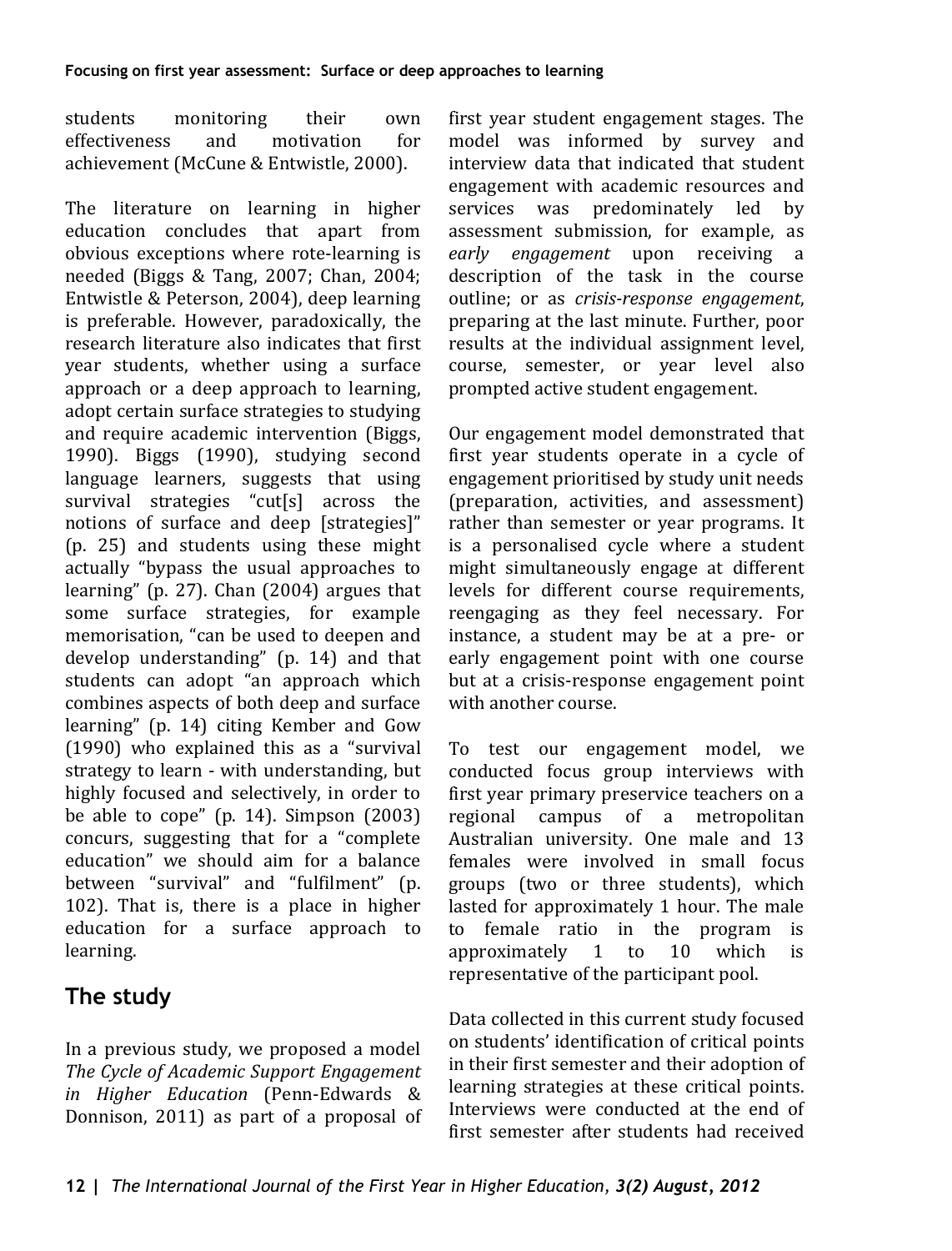students monitoring their own effectiveness and motivation for achievement (McCune & Entwistle, 2000).

The literature on learning in higher education concludes that apart from obvious exceptions where rote-learning is needed (Biggs & Tang, 2007; Chan, 2004; Entwistle & Peterson, 2004), deep learning is preferable. However, paradoxically, the research literature also indicates that first year students, whether using a surface approach or a deep approach to learning, adopt certain surface strategies to studying and require academic intervention (Biggs, 1990). Biggs (1990), studying second language learners, suggests that using survival strategies "cut[s] across the notions of surface and deep [strategies]" (p. 25) and students using these might actually "bypass the usual approaches to learning" (p. 27). Chan (2004) argues that some surface strategies, for example memorisation, "can be used to deepen and develop understanding" (p. 14) and that students can adopt "an approach which combines aspects of both deep and surface learning" (p. 14) citing Kember and Gow (1990) who explained this as a "survival strategy to learn - with understanding, but highly focused and selectively, in order to be able to cope" (p. 14). Simpson (2003) concurs, suggesting that for a "complete education" we should aim for a balance between "survival" and "fulfilment" (p. 102). That is, there is a place in higher education for a surface approach to learning.

## The study

In a previous study, we proposed a model *The Cycle of Academic Support Engagement in Higher Education* (Penn-Edwards & Donnison, 2011) as part of a proposal of first year student engagement stages. The model was informed by survey and interview data that indicated that student engagement with academic resources and services was predominately led by assessment submission, for example, as *early engagement* upon receiving a description of the task in the course outline; or as *crisis-response engagement*, preparing at the last minute. Further, poor results at the individual assignment level, course, semester, or year level also prompted active student engagement.

Our engagement model demonstrated that first year students operate in a cycle of engagement prioritised by study unit needs (preparation, activities, and assessment) rather than semester or year programs. It is a personalised cycle where a student might simultaneously engage at different levels for different course requirements, reengaging as they feel necessary. For instance, a student may be at a pre- or early engagement point with one course but at a crisis-response engagement point with another course.

To test our engagement model, we conducted focus group interviews with first year primary preservice teachers on a regional campus of a metropolitan Australian university. One male and 13 females were involved in small focus groups (two or three students), which lasted for approximately 1 hour. The male to female ratio in the program is approximately 1 to 10 which is representative of the participant pool.

Data collected in this current study focused on students' identification of critical points in their first semester and their adoption of learning strategies at these critical points. Interviews were conducted at the end of first semester after students had received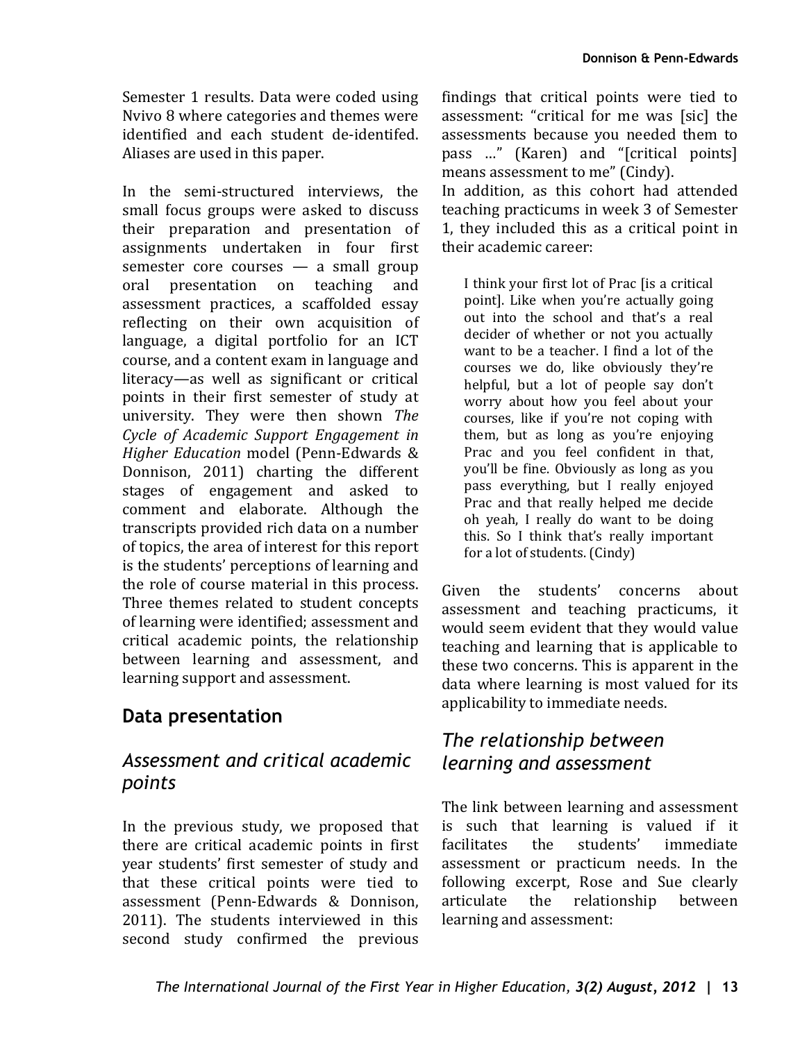Semester 1 results. Data were coded using Nvivo 8 where categories and themes were identified and each student de-identifed. Aliases are used in this paper.

In the semi-structured interviews, the small focus groups were asked to discuss their preparation and presentation of assignments undertaken in four first semester core courses — a small group oral presentation on teaching and assessment practices, a scaffolded essay reflecting on their own acquisition of language, a digital portfolio for an ICT course, and a content exam in language and literacy—as well as significant or critical points in their first semester of study at university. They were then shown *The Cycle of Academic Support Engagement in Higher Education* model (Penn-Edwards & Donnison, 2011) charting the different stages of engagement and asked to comment and elaborate. Although the transcripts provided rich data on a number of topics, the area of interest for this report is the students' perceptions of learning and the role of course material in this process. Three themes related to student concepts of learning were identified; assessment and critical academic points, the relationship between learning and assessment, and learning support and assessment.

## Data presentation

### *Assessment and critical academic points*

In the previous study, we proposed that there are critical academic points in first year students' first semester of study and that these critical points were tied to assessment (Penn-Edwards & Donnison, 2011). The students interviewed in this second study confirmed the previous findings that critical points were tied to assessment: "critical for me was [sic] the assessments because you needed them to pass …" (Karen) and "[critical points] means assessment to me" (Cindy).

In addition, as this cohort had attended teaching practicums in week 3 of Semester 1, they included this as a critical point in their academic career:

> I think your first lot of Prac [is a critical point]. Like when you're actually going out into the school and that's a real decider of whether or not you actually want to be a teacher. I find a lot of the courses we do, like obviously they're helpful, but a lot of people say don't worry about how you feel about your courses, like if you're not coping with them, but as long as you're enjoying Prac and you feel confident in that, you'll be fine. Obviously as long as you pass everything, but I really enjoyed Prac and that really helped me decide oh yeah, I really do want to be doing this. So I think that's really important for a lot of students. (Cindy)

Given the students' concerns about assessment and teaching practicums, it would seem evident that they would value teaching and learning that is applicable to these two concerns. This is apparent in the data where learning is most valued for its applicability to immediate needs.

### *The relationship between learning and assessment*

The link between learning and assessment is such that learning is valued if it facilitates the students' immediate assessment or practicum needs. In the following excerpt, Rose and Sue clearly articulate the relationship between learning and assessment: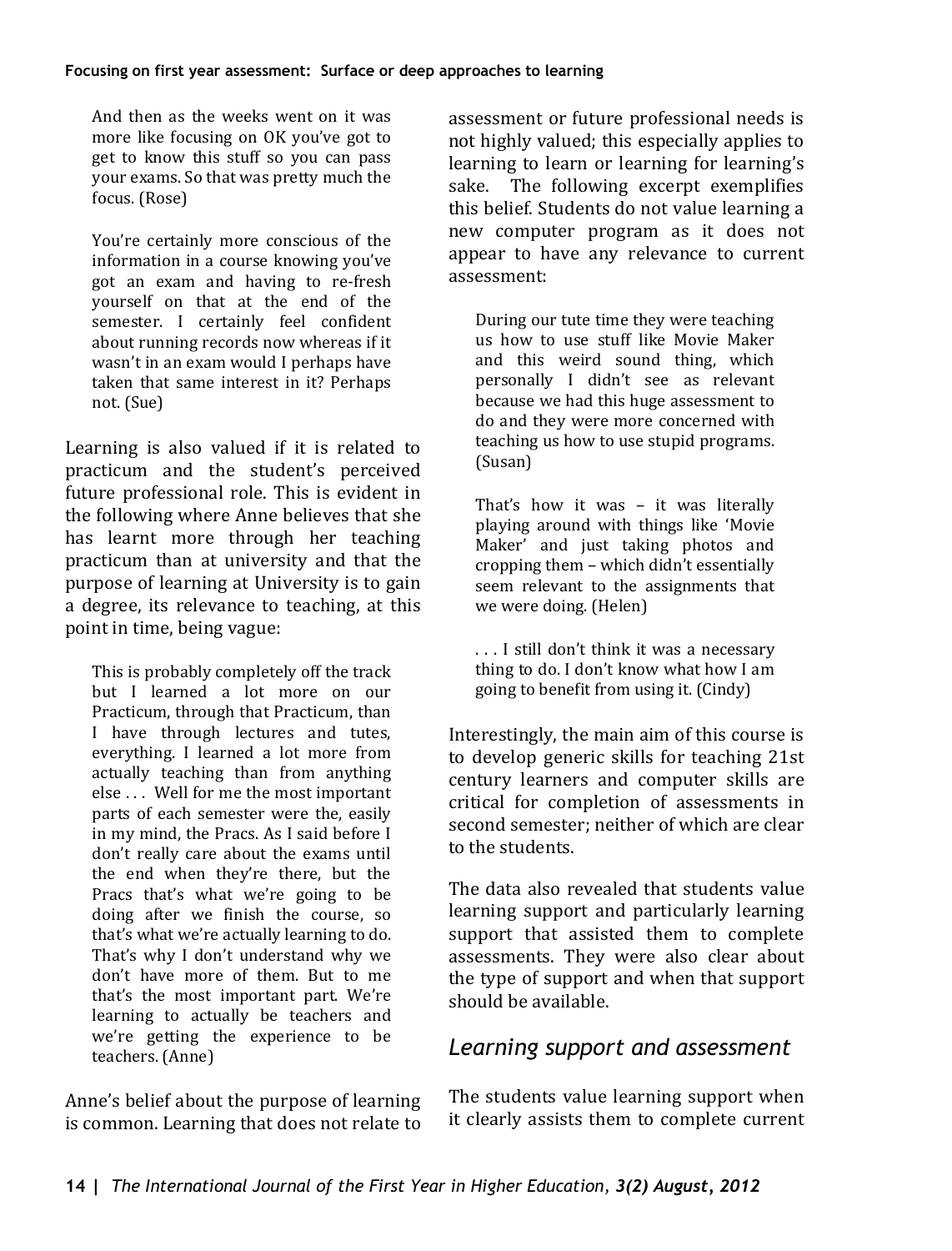> And then as the weeks went on it was more like focusing on OK you've got to get to know this stuff so you can pass your exams. So that was pretty much the focus. (Rose)

> You're certainly more conscious of the information in a course knowing you've got an exam and having to re-fresh yourself on that at the end of the semester. I certainly feel confident about running records now whereas if it wasn't in an exam would I perhaps have taken that same interest in it? Perhaps not. (Sue)

Learning is also valued if it is related to practicum and the student's perceived future professional role. This is evident in the following where Anne believes that she has learnt more through her teaching practicum than at university and that the purpose of learning at University is to gain a degree, its relevance to teaching, at this point in time, being vague:

> This is probably completely off the track but I learned a lot more on our Practicum, through that Practicum, than I have through lectures and tutes, everything. I learned a lot more from actually teaching than from anything else . . . Well for me the most important parts of each semester were the, easily in my mind, the Pracs. As I said before I don't really care about the exams until the end when they're there, but the Pracs that's what we're going to be doing after we finish the course, so that's what we're actually learning to do. That's why I don't understand why we don't have more of them. But to me that's the most important part. We're learning to actually be teachers and we're getting the experience to be teachers. (Anne)

Anne's belief about the purpose of learning is common. Learning that does not relate to assessment or future professional needs is not highly valued; this especially applies to learning to learn or learning for learning's sake. The following excerpt exemplifies this belief. Students do not value learning a new computer program as it does not appear to have any relevance to current assessment:

> During our tute time they were teaching us how to use stuff like Movie Maker and this weird sound thing, which personally I didn't see as relevant because we had this huge assessment to do and they were more concerned with teaching us how to use stupid programs. (Susan)

> That's how it was – it was literally playing around with things like 'Movie Maker' and just taking photos and cropping them – which didn't essentially seem relevant to the assignments that we were doing. (Helen)

> . . . I still don't think it was a necessary thing to do. I don't know what how I am going to benefit from using it. (Cindy)

Interestingly, the main aim of this course is to develop generic skills for teaching 21st century learners and computer skills are critical for completion of assessments in second semester; neither of which are clear to the students.

The data also revealed that students value learning support and particularly learning support that assisted them to complete assessments. They were also clear about the type of support and when that support should be available.

## *Learning support and assessment*

The students value learning support when it clearly assists them to complete current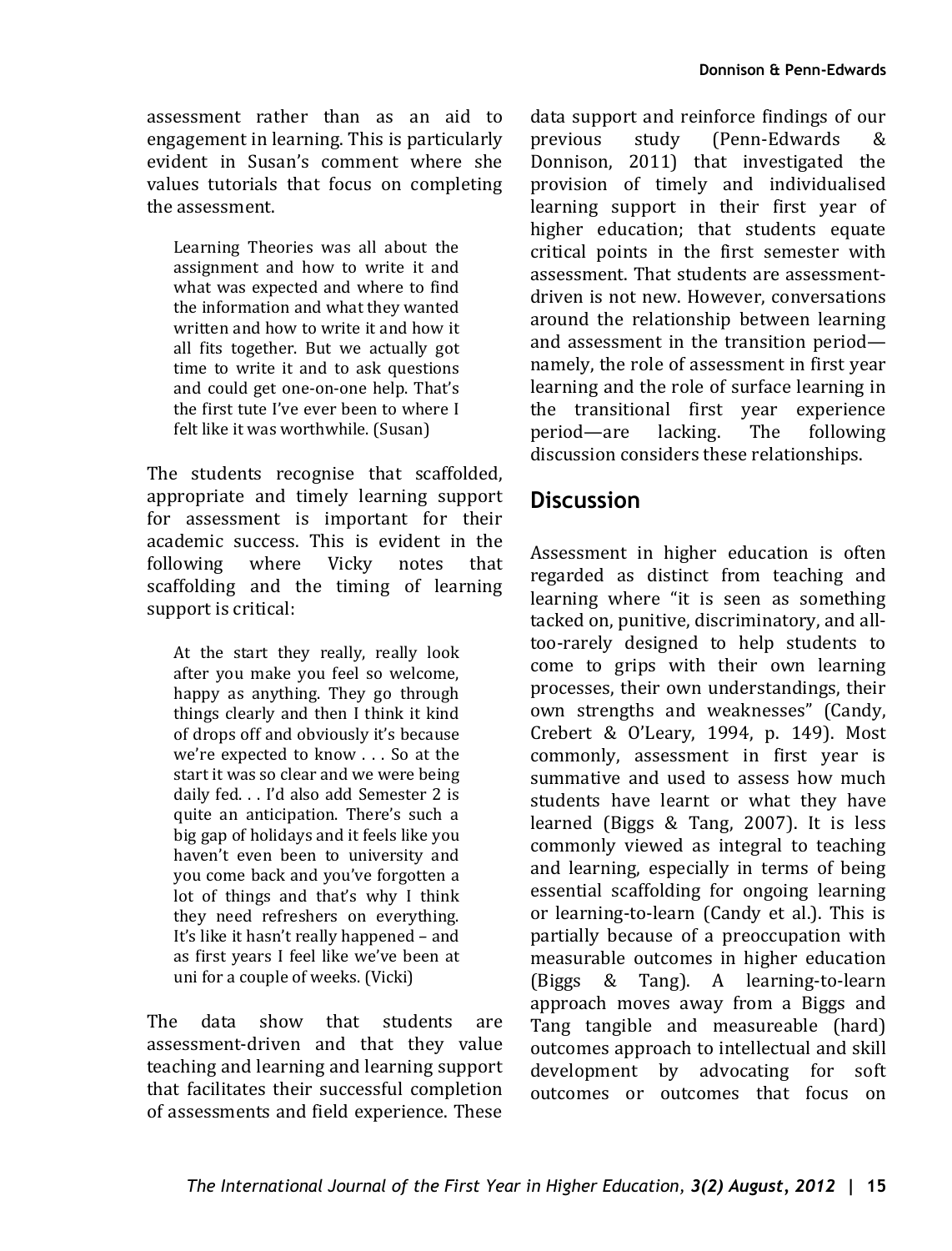assessment rather than as an aid to engagement in learning. This is particularly evident in Susan's comment where she values tutorials that focus on completing the assessment.

> Learning Theories was all about the assignment and how to write it and what was expected and where to find the information and what they wanted written and how to write it and how it all fits together. But we actually got time to write it and to ask questions and could get one-on-one help. That's the first tute I've ever been to where I felt like it was worthwhile. (Susan)

The students recognise that scaffolded, appropriate and timely learning support for assessment is important for their academic success. This is evident in the following where Vicky notes that scaffolding and the timing of learning support is critical:

> At the start they really, really look after you make you feel so welcome, happy as anything. They go through things clearly and then I think it kind of drops off and obviously it's because we're expected to know . . . So at the start it was so clear and we were being daily fed. . . I'd also add Semester 2 is quite an anticipation. There's such a big gap of holidays and it feels like you haven't even been to university and you come back and you've forgotten a lot of things and that's why I think they need refreshers on everything. It's like it hasn't really happened – and as first years I feel like we've been at uni for a couple of weeks. (Vicki)

The data show that students are assessment-driven and that they value teaching and learning and learning support that facilitates their successful completion of assessments and field experience. These data support and reinforce findings of our previous study (Penn-Edwards & Donnison, 2011) that investigated the provision of timely and individualised learning support in their first year of higher education; that students equate critical points in the first semester with assessment. That students are assessment-driven is not new. However, conversations around the relationship between learning and assessment in the transition period—namely, the role of assessment in first year learning and the role of surface learning in the transitional first year experience period—are lacking. The following discussion considers these relationships.

## Discussion

Assessment in higher education is often regarded as distinct from teaching and learning where "it is seen as something tacked on, punitive, discriminatory, and all-too-rarely designed to help students to come to grips with their own learning processes, their own understandings, their own strengths and weaknesses" (Candy, Crebert & O'Leary, 1994, p. 149). Most commonly, assessment in first year is summative and used to assess how much students have learnt or what they have learned (Biggs & Tang, 2007). It is less commonly viewed as integral to teaching and learning, especially in terms of being essential scaffolding for ongoing learning or learning-to-learn (Candy et al.). This is partially because of a preoccupation with measurable outcomes in higher education (Biggs & Tang). A learning-to-learn approach moves away from a Biggs and Tang tangible and measureable (hard) outcomes approach to intellectual and skill development by advocating for soft outcomes or outcomes that focus on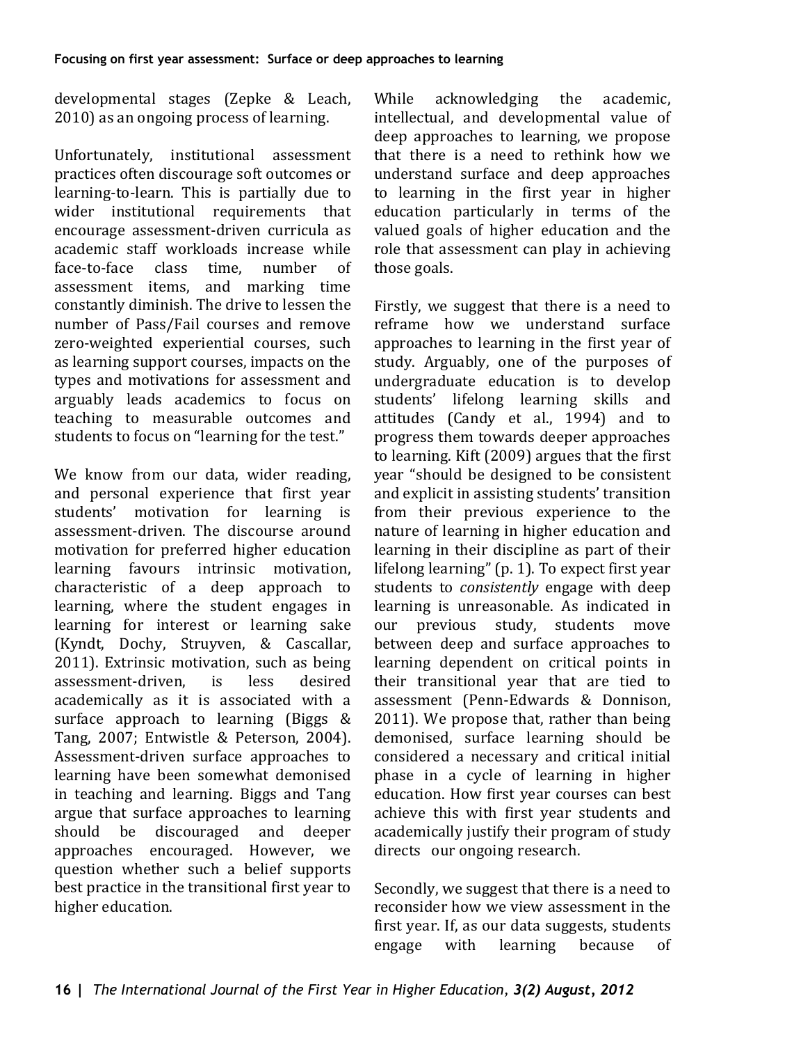developmental stages (Zepke & Leach, 2010) as an ongoing process of learning.

Unfortunately, institutional assessment practices often discourage soft outcomes or learning-to-learn. This is partially due to wider institutional requirements that encourage assessment-driven curricula as academic staff workloads increase while face-to-face class time, number of assessment items, and marking time constantly diminish. The drive to lessen the number of Pass/Fail courses and remove zero-weighted experiential courses, such as learning support courses, impacts on the types and motivations for assessment and arguably leads academics to focus on teaching to measurable outcomes and students to focus on "learning for the test."

We know from our data, wider reading, and personal experience that first year students' motivation for learning is assessment-driven. The discourse around motivation for preferred higher education learning favours intrinsic motivation, characteristic of a deep approach to learning, where the student engages in learning for interest or learning sake (Kyndt, Dochy, Struyven, & Cascallar, 2011). Extrinsic motivation, such as being assessment-driven, is less desired academically as it is associated with a surface approach to learning (Biggs & Tang, 2007; Entwistle & Peterson, 2004). Assessment-driven surface approaches to learning have been somewhat demonised in teaching and learning. Biggs and Tang argue that surface approaches to learning should be discouraged and deeper approaches encouraged. However, we question whether such a belief supports best practice in the transitional first year to higher education.

While acknowledging the academic, intellectual, and developmental value of deep approaches to learning, we propose that there is a need to rethink how we understand surface and deep approaches to learning in the first year in higher education particularly in terms of the valued goals of higher education and the role that assessment can play in achieving those goals.

Firstly, we suggest that there is a need to reframe how we understand surface approaches to learning in the first year of study. Arguably, one of the purposes of undergraduate education is to develop students' lifelong learning skills and attitudes (Candy et al., 1994) and to progress them towards deeper approaches to learning. Kift (2009) argues that the first year "should be designed to be consistent and explicit in assisting students' transition from their previous experience to the nature of learning in higher education and learning in their discipline as part of their lifelong learning" (p. 1). To expect first year students to *consistently* engage with deep learning is unreasonable. As indicated in our previous study, students move between deep and surface approaches to learning dependent on critical points in their transitional year that are tied to assessment (Penn-Edwards & Donnison, 2011). We propose that, rather than being demonised, surface learning should be considered a necessary and critical initial phase in a cycle of learning in higher education. How first year courses can best achieve this with first year students and academically justify their program of study directs our ongoing research.

Secondly, we suggest that there is a need to reconsider how we view assessment in the first year. If, as our data suggests, students engage with learning because of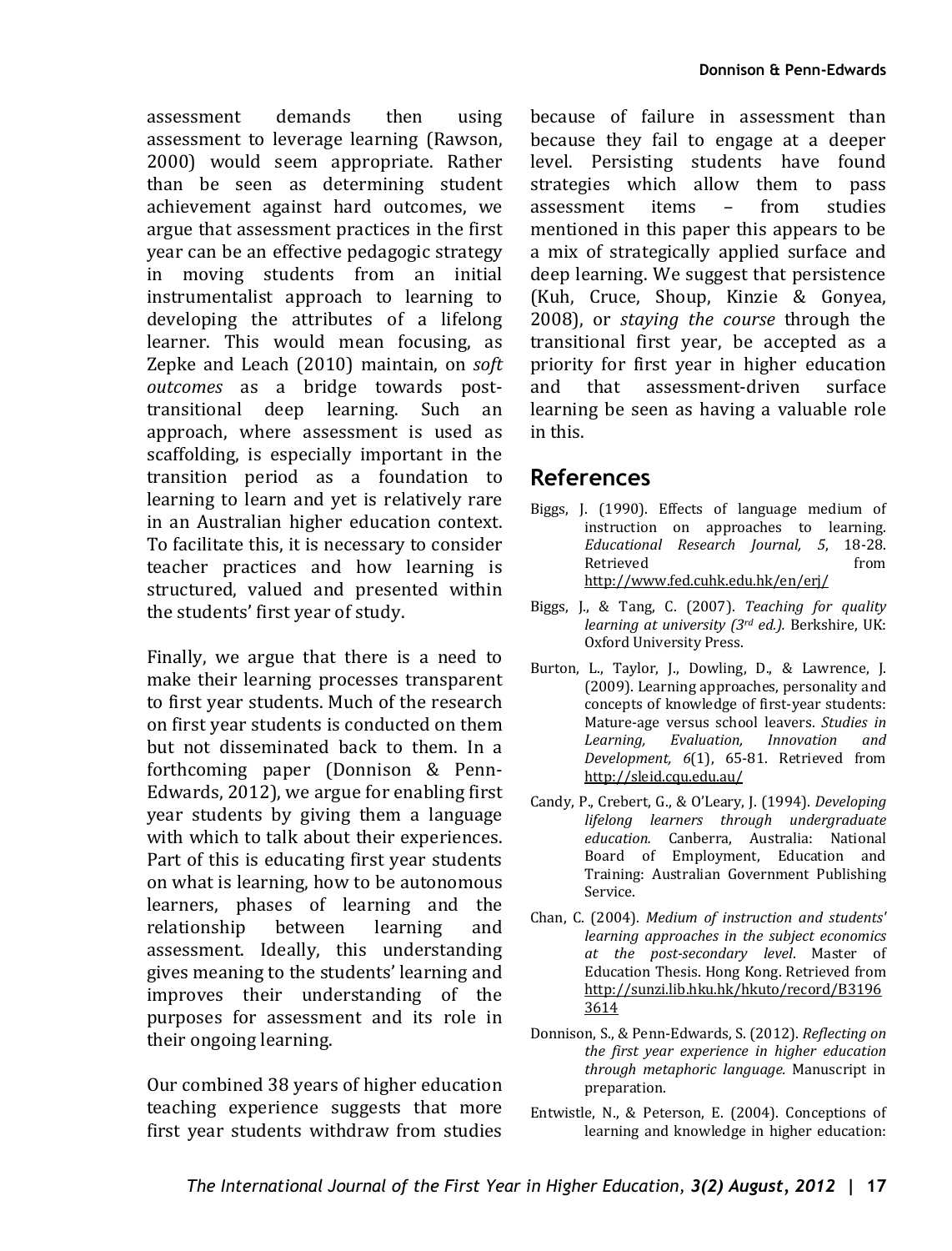assessment demands then using assessment to leverage learning (Rawson, 2000) would seem appropriate. Rather than be seen as determining student achievement against hard outcomes, we argue that assessment practices in the first year can be an effective pedagogic strategy in moving students from an initial instrumentalist approach to learning to developing the attributes of a lifelong learner. This would mean focusing, as Zepke and Leach (2010) maintain, on *soft outcomes* as a bridge towards post-transitional deep learning. Such an approach, where assessment is used as scaffolding, is especially important in the transition period as a foundation to learning to learn and yet is relatively rare in an Australian higher education context. To facilitate this, it is necessary to consider teacher practices and how learning is structured, valued and presented within the students' first year of study.

Finally, we argue that there is a need to make their learning processes transparent to first year students. Much of the research on first year students is conducted on them but not disseminated back to them. In a forthcoming paper (Donnison & Penn-Edwards, 2012), we argue for enabling first year students by giving them a language with which to talk about their experiences. Part of this is educating first year students on what is learning, how to be autonomous learners, phases of learning and the relationship between learning and assessment. Ideally, this understanding gives meaning to the students' learning and improves their understanding of the purposes for assessment and its role in their ongoing learning.

Our combined 38 years of higher education teaching experience suggests that more first year students withdraw from studies because of failure in assessment than because they fail to engage at a deeper level. Persisting students have found strategies which allow them to pass assessment items – from studies mentioned in this paper this appears to be a mix of strategically applied surface and deep learning. We suggest that persistence (Kuh, Cruce, Shoup, Kinzie & Gonyea, 2008), or *staying the course* through the transitional first year, be accepted as a priority for first year in higher education and that assessment-driven surface learning be seen as having a valuable role in this.

## References

Biggs, J. (1990). Effects of language medium of instruction on approaches to learning. *Educational Research Journal, 5*, 18-28. Retrieved from http://www.fed.cuhk.edu.hk/en/erj/

Biggs, J., & Tang, C. (2007). *Teaching for quality learning at university (3rd ed.).* Berkshire, UK: Oxford University Press.

Burton, L., Taylor, J., Dowling, D., & Lawrence, J. (2009). Learning approaches, personality and concepts of knowledge of first-year students: Mature-age versus school leavers. *Studies in Learning, Evaluation, Innovation and Development, 6*(1), 65-81. Retrieved from http://sleid.cqu.edu.au/

Candy, P., Crebert, G., & O'Leary, J. (1994). *Developing lifelong learners through undergraduate education.* Canberra, Australia: National Board of Employment, Education and Training: Australian Government Publishing Service.

Chan, C. (2004). *Medium of instruction and students' learning approaches in the subject economics at the post-secondary level*. Master of Education Thesis. Hong Kong. Retrieved from http://sunzi.lib.hku.hk/hkuto/record/B31963614

Donnison, S., & Penn-Edwards, S. (2012). *Reflecting on the first year experience in higher education through metaphoric language.* Manuscript in preparation.

Entwistle, N., & Peterson, E. (2004). Conceptions of learning and knowledge in higher education: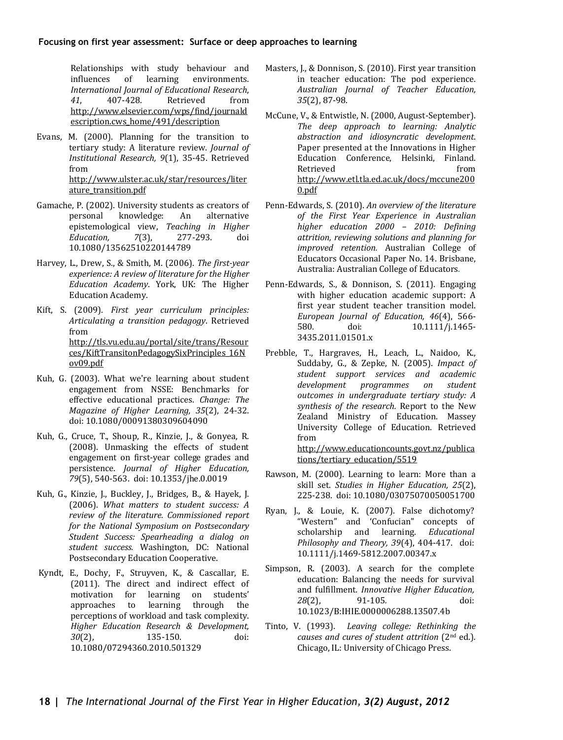Relationships with study behaviour and influences of learning environments. *International Journal of Educational Research*, *41*, 407-428. Retrieved from http://www.elsevier.com/wps/find/journaldescription.cws_home/491/description

Evans, M. (2000). Planning for the transition to tertiary study: A literature review. *Journal of Institutional Research, 9*(1), 35-45. Retrieved from http://www.ulster.ac.uk/star/resources/literature_transition.pdf

Gamache, P. (2002). University students as creators of personal knowledge: An alternative epistemological view, *Teaching in Higher Education, 7*(3), 277-293. doi 10.1080/13562510220144789

Harvey, L., Drew, S., & Smith, M. (2006). *The first-year experience: A review of literature for the Higher Education Academy*. York, UK: The Higher Education Academy.

Kift, S. (2009). *First year curriculum principles: Articulating a transition pedagogy*. Retrieved from http://tls.vu.edu.au/portal/site/trans/Resources/KiftTransitonPedagogySixPrinciples_16Nov09.pdf

Kuh, G. (2003). What we're learning about student engagement from NSSE: Benchmarks for effective educational practices. *Change: The Magazine of Higher Learning, 35*(2), 24-32. doi: 10.1080/00091380309604090

Kuh, G., Cruce, T., Shoup, R., Kinzie, J., & Gonyea, R. (2008). Unmasking the effects of student engagement on first-year college grades and persistence. *Journal of Higher Education, 79*(5), 540-563. doi: 10.1353/jhe.0.0019

Kuh, G., Kinzie, J., Buckley, J., Bridges, B., & Hayek, J. (2006). *What matters to student success: A review of the literature. Commissioned report for the National Symposium on Postsecondary Student Success: Spearheading a dialog on student success.* Washington, DC: National Postsecondary Education Cooperative.

Kyndt, E., Dochy, F., Struyven, K., & Cascallar, E. (2011). The direct and indirect effect of motivation for learning on students' approaches to learning through the perceptions of workload and task complexity. *Higher Education Research & Development, 30*(2), 135-150. doi: 10.1080/07294360.2010.501329

Masters, J., & Donnison, S. (2010). First year transition in teacher education: The pod experience. *Australian Journal of Teacher Education, 35*(2), 87-98.

McCune, V., & Entwistle, N. (2000, August-September). *The deep approach to learning: Analytic abstraction and idiosyncratic development.* Paper presented at the Innovations in Higher Education Conference, Helsinki, Finland. Retrieved from http://www.etl.tla.ed.ac.uk/docs/mccune2000.pdf

Penn-Edwards, S. (2010). *An overview of the literature of the First Year Experience in Australian higher education 2000 – 2010: Defining attrition, reviewing solutions and planning for improved retention.* Australian College of Educators Occasional Paper No. 14. Brisbane, Australia: Australian College of Educators.

Penn-Edwards, S., & Donnison, S. (2011). Engaging with higher education academic support: A first year student teacher transition model. *European Journal of Education, 46*(4), 566-580. doi: 10.1111/j.1465-3435.2011.01501.x

Prebble, T., Hargraves, H., Leach, L., Naidoo, K., Suddaby, G., & Zepke, N. (2005). *Impact of student support services and academic development programmes on student outcomes in undergraduate tertiary study: A synthesis of the research.* Report to the New Zealand Ministry of Education. Massey University College of Education. Retrieved from http://www.educationcounts.govt.nz/publications/tertiary_education/5519

Rawson, M. (2000). Learning to learn: More than a skill set. *Studies in Higher Education, 25*(2), 225-238. doi: 10.1080/03075070050051700

Ryan, J., & Louie, K. (2007). False dichotomy? "Western" and 'Confucian' concepts of scholarship and learning. *Educational Philosophy and Theory, 39*(4), 404-417. doi: 10.1111/j.1469-5812.2007.00347.x

Simpson, R. (2003). A search for the complete education: Balancing the needs for survival and fulfillment. *Innovative Higher Education, 28*(2), 91-105. doi: 10.1023/B:IHIE.0000006288.13507.4b

Tinto, V. (1993). *Leaving college: Rethinking the causes and cures of student attrition* (2nd ed.). Chicago, IL: University of Chicago Press.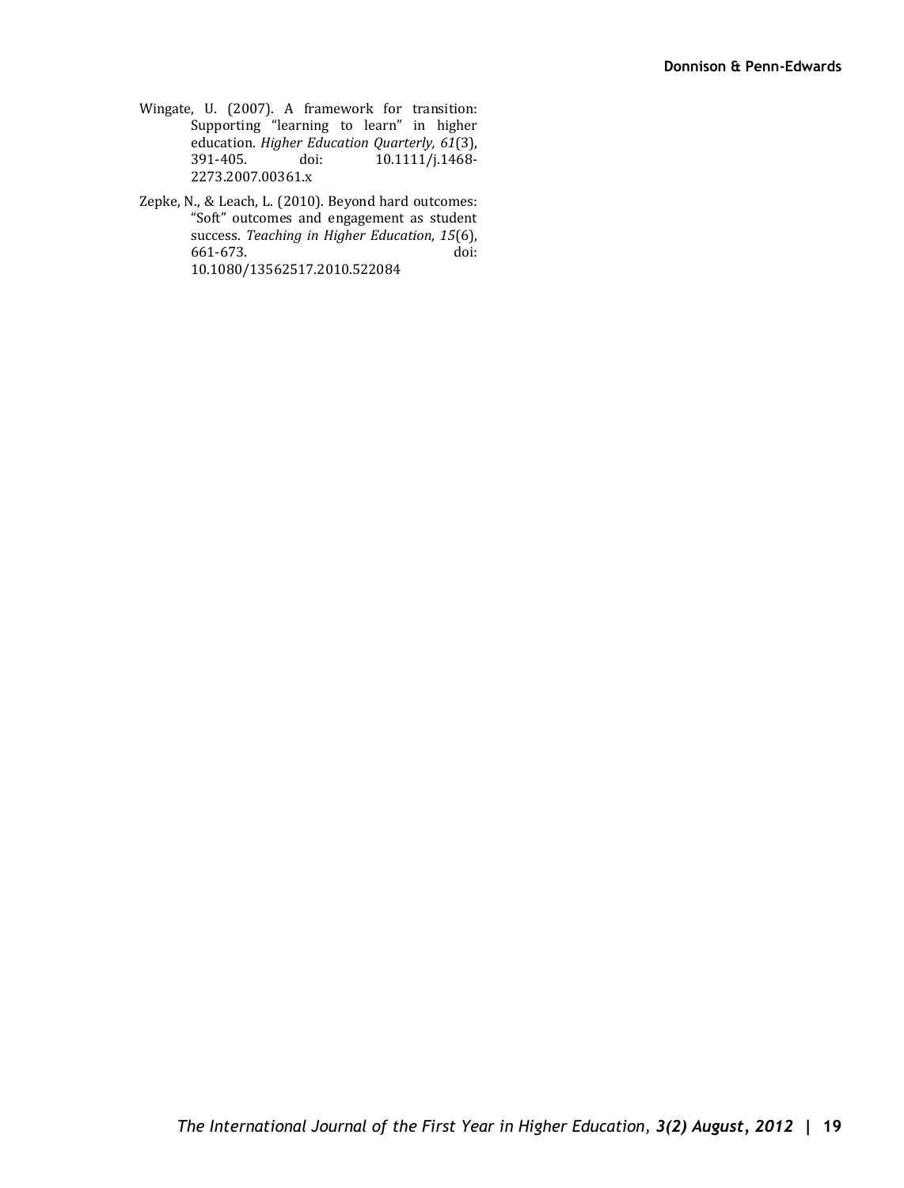Wingate, U. (2007). A framework for transition: Supporting "learning to learn" in higher education. *Higher Education Quarterly, 61*(3), 391-405. doi: 10.1111/j.1468-2273.2007.00361.x

Zepke, N., & Leach, L. (2010). Beyond hard outcomes: "Soft" outcomes and engagement as student success. *Teaching in Higher Education, 15*(6), 661-673. doi: 10.1080/13562517.2010.522084